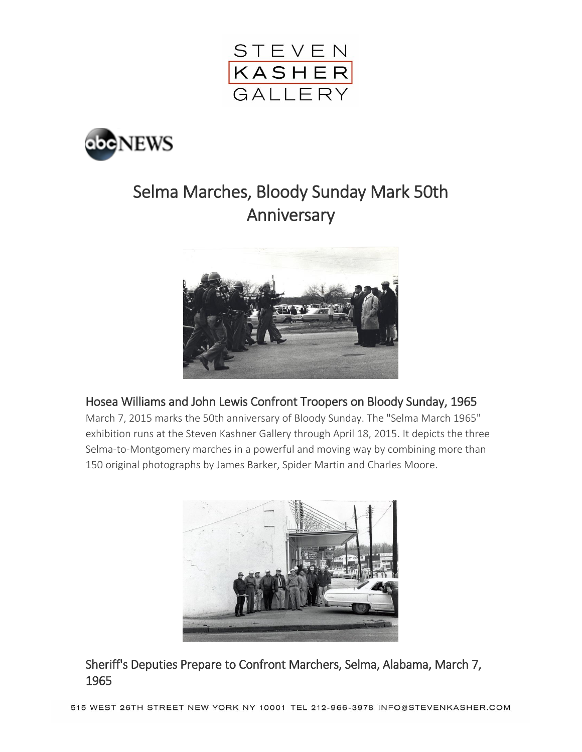STEVEN KASHER GALLERY

abc NEWS

# Selma Marches, Bloody Sunday Mark 50th Anniversary

## Hosea Williams and John Lewis Confront Troopers on Bloody Sunday, 1965

March 7, 2015 marks the 50th anniversary of Bloody Sunday. The "Selma March 1965" exhibition runs at the Steven Kashner Gallery through April 18, 2015. It depicts the three Selma-to-Montgomery marches in a powerful and moving way by combining more than 150 original photographs by James Barker, Spider Martin and Charles Moore.

## Sheriff's Deputies Prepare to Confront Marchers, Selma, Alabama, March 7, 1965

515 WEST 26TH STREET NEW YORK NY 10001 TEL 212-966-3978 INFO@STEVENKASHER.COM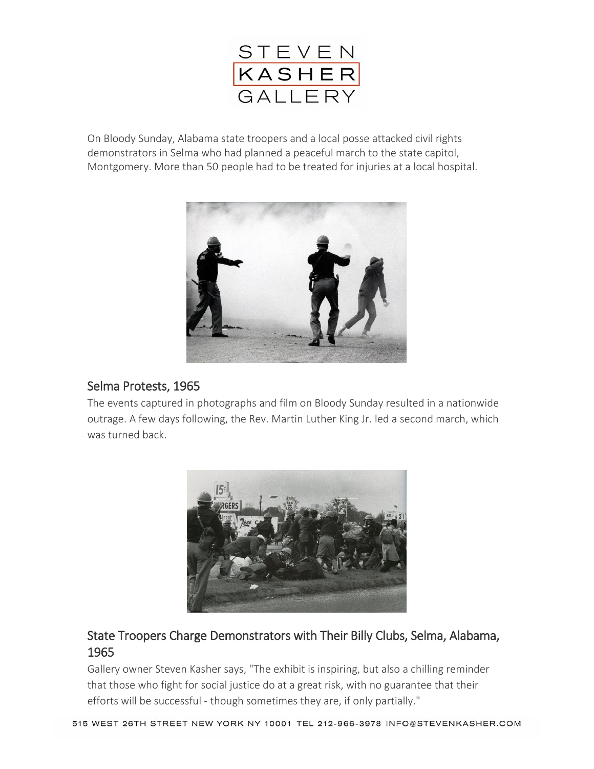On Bloody Sunday, Alabama state troopers and a local posse attacked civil rights demonstrators in Selma who had planned a peaceful march to the state capitol, Montgomery. More than 50 people had to be treated for injuries at a local hospital.

## Selma Protests, 1965

The events captured in photographs and film on Bloody Sunday resulted in a nationwide outrage. A few days following, the Rev. Martin Luther King Jr. led a second march, which was turned back.

## State Troopers Charge Demonstrators with Their Billy Clubs, Selma, Alabama, 1965

Gallery owner Steven Kasher says, "The exhibit is inspiring, but also a chilling reminder that those who fight for social justice do at a great risk, with no guarantee that their efforts will be successful - though sometimes they are, if only partially."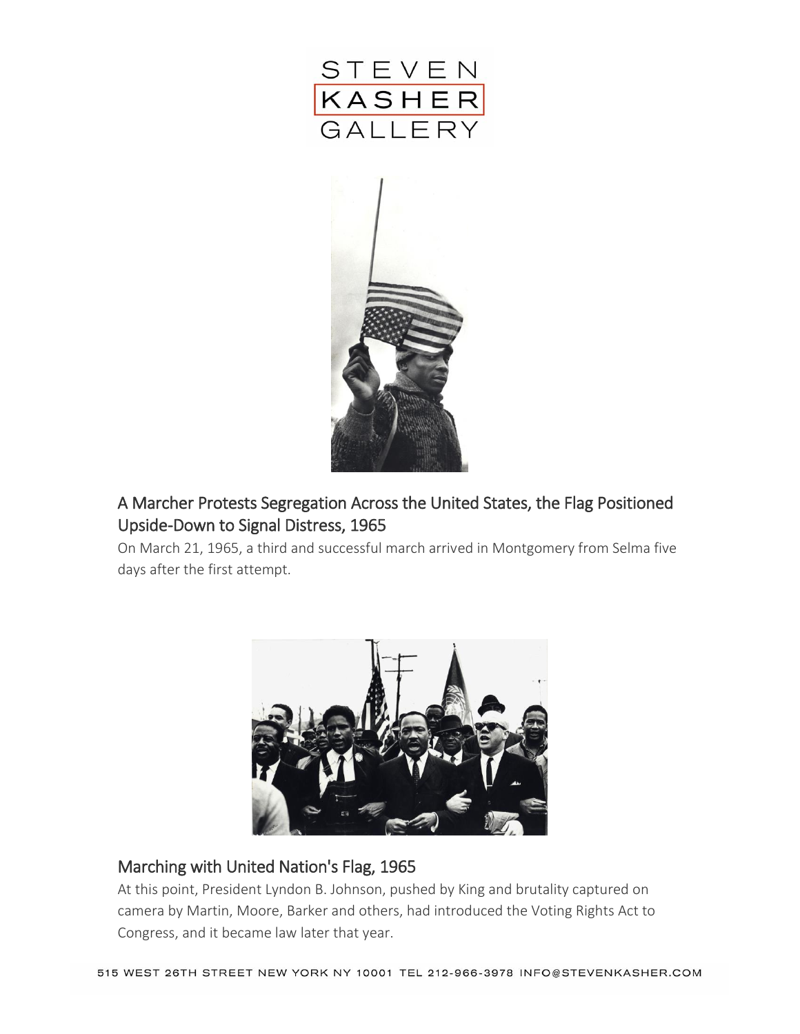## A Marcher Protests Segregation Across the United States, the Flag Positioned Upside-Down to Signal Distress, 1965

On March 21, 1965, a third and successful march arrived in Montgomery from Selma five days after the first attempt.

## Marching with United Nation's Flag, 1965

At this point, President Lyndon B. Johnson, pushed by King and brutality captured on camera by Martin, Moore, Barker and others, had introduced the Voting Rights Act to Congress, and it became law later that year.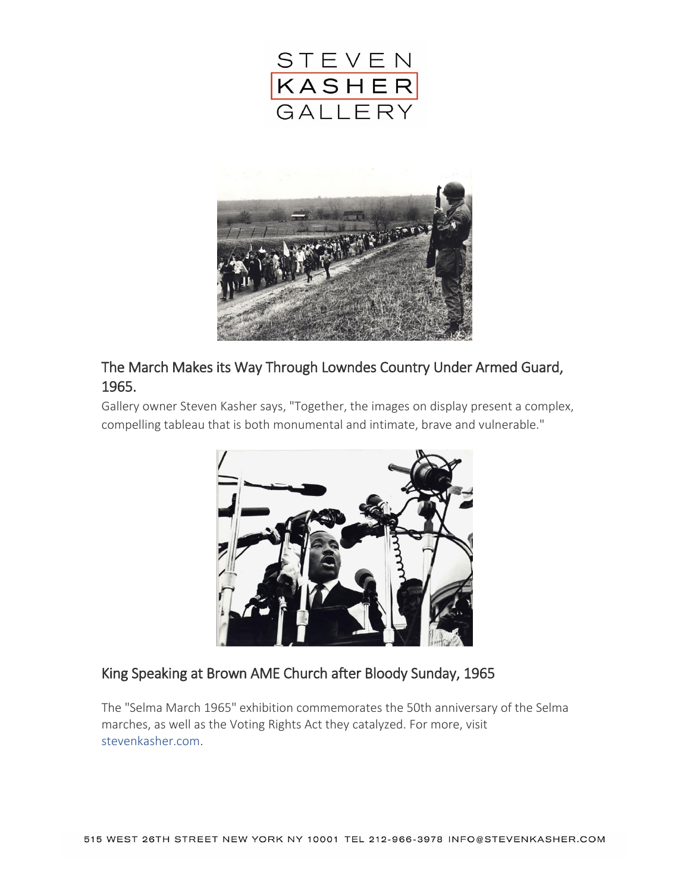## The March Makes its Way Through Lowndes Country Under Armed Guard, 1965.

Gallery owner Steven Kasher says, "Together, the images on display present a complex, compelling tableau that is both monumental and intimate, brave and vulnerable."

## King Speaking at Brown AME Church after Bloody Sunday, 1965

The "Selma March 1965" exhibition commemorates the 50th anniversary of the Selma marches, as well as the Voting Rights Act they catalyzed. For more, visit stevenkasher.com.